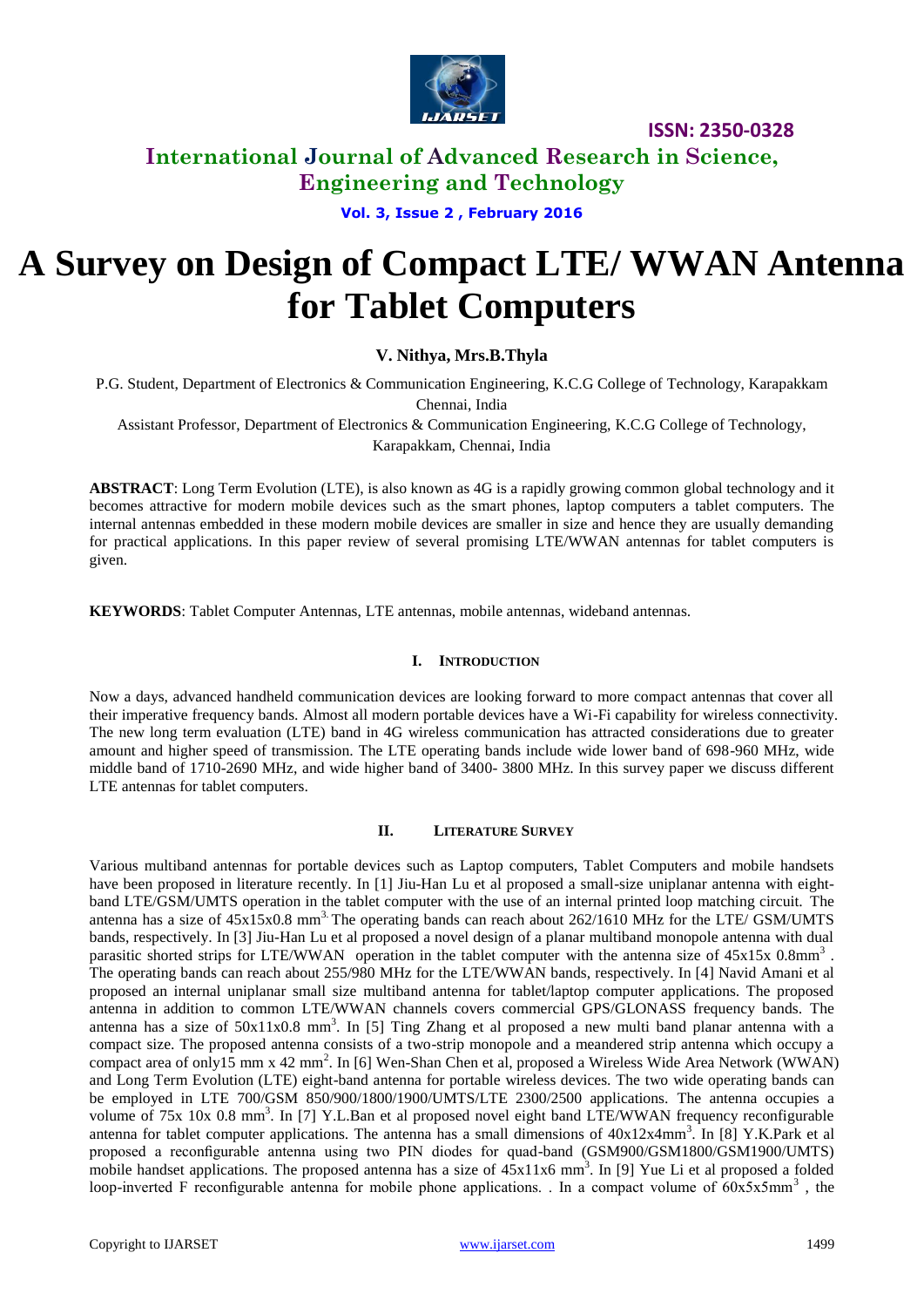# A Survey on Design of Compact LTE/ WWAN Antenna for Tablet Computers

**V. Nithya, Mrs.B.Thyla**

P.G. Student, Department of Electronics & Communication Engineering, K.C.G College of Technology, Karapakkam Chennai, India

Assistant Professor, Department of Electronics & Communication Engineering, K.C.G College of Technology, Karapakkam, Chennai, India

**ABSTRACT**: Long Term Evolution (LTE), is also known as 4G is a rapidly growing common global technology and it becomes attractive for modern mobile devices such as the smart phones, laptop computers a tablet computers. The internal antennas embedded in these modern mobile devices are smaller in size and hence they are usually demanding for practical applications. In this paper review of several promising LTE/WWAN antennas for tablet computers is given.

**KEYWORDS**: Tablet Computer Antennas, LTE antennas, mobile antennas, wideband antennas.

## I. INTRODUCTION

Now a days, advanced handheld communication devices are looking forward to more compact antennas that cover all their imperative frequency bands. Almost all modern portable devices have a Wi-Fi capability for wireless connectivity. The new long term evaluation (LTE) band in 4G wireless communication has attracted considerations due to greater amount and higher speed of transmission. The LTE operating bands include wide lower band of 698-960 MHz, wide middle band of 1710-2690 MHz, and wide higher band of 3400- 3800 MHz. In this survey paper we discuss different LTE antennas for tablet computers.

## II. LITERATURE SURVEY

Various multiband antennas for portable devices such as Laptop computers, Tablet Computers and mobile handsets have been proposed in literature recently. In [1] Jiu-Han Lu et al proposed a small-size uniplanar antenna with eight-band LTE/GSM/UMTS operation in the tablet computer with the use of an internal printed loop matching circuit. The antenna has a size of 45x15x0.8 $mm^3$. The operating bands can reach about 262/1610 MHz for the LTE/ GSM/UMTS bands, respectively. In [3] Jiu-Han Lu et al proposed a novel design of a planar multiband monopole antenna with dual parasitic shorted strips for LTE/WWAN operation in the tablet computer with the antenna size of 45x15x 0.8$mm^3$ . The operating bands can reach about 255/980 MHz for the LTE/WWAN bands, respectively. In [4] Navid Amani et al proposed an internal uniplanar small size multiband antenna for tablet/laptop computer applications. The proposed antenna in addition to common LTE/WWAN channels covers commercial GPS/GLONASS frequency bands. The antenna has a size of 50x11x0.8 $mm^3$. In [5] Ting Zhang et al proposed a new multi band planar antenna with a compact size. The proposed antenna consists of a two-strip monopole and a meandered strip antenna which occupy a compact area of only15 mm x 42 $mm^2$. In [6] Wen-Shan Chen et al, proposed a Wireless Wide Area Network (WWAN) and Long Term Evolution (LTE) eight-band antenna for portable wireless devices. The two wide operating bands can be employed in LTE 700/GSM 850/900/1800/1900/UMTS/LTE 2300/2500 applications. The antenna occupies a volume of 75x 10x 0.8 $mm^3$. In [7] Y.L.Ban et al proposed novel eight band LTE/WWAN frequency reconfigurable antenna for tablet computer applications. The antenna has a small dimensions of 40x12x4$mm^3$. In [8] Y.K.Park et al proposed a reconfigurable antenna using two PIN diodes for quad-band (GSM900/GSM1800/GSM1900/UMTS) mobile handset applications. The proposed antenna has a size of 45x11x6 $mm^3$. In [9] Yue Li et al proposed a folded loop-inverted F reconfigurable antenna for mobile phone applications. . In a compact volume of 60x5x5$mm^3$ , the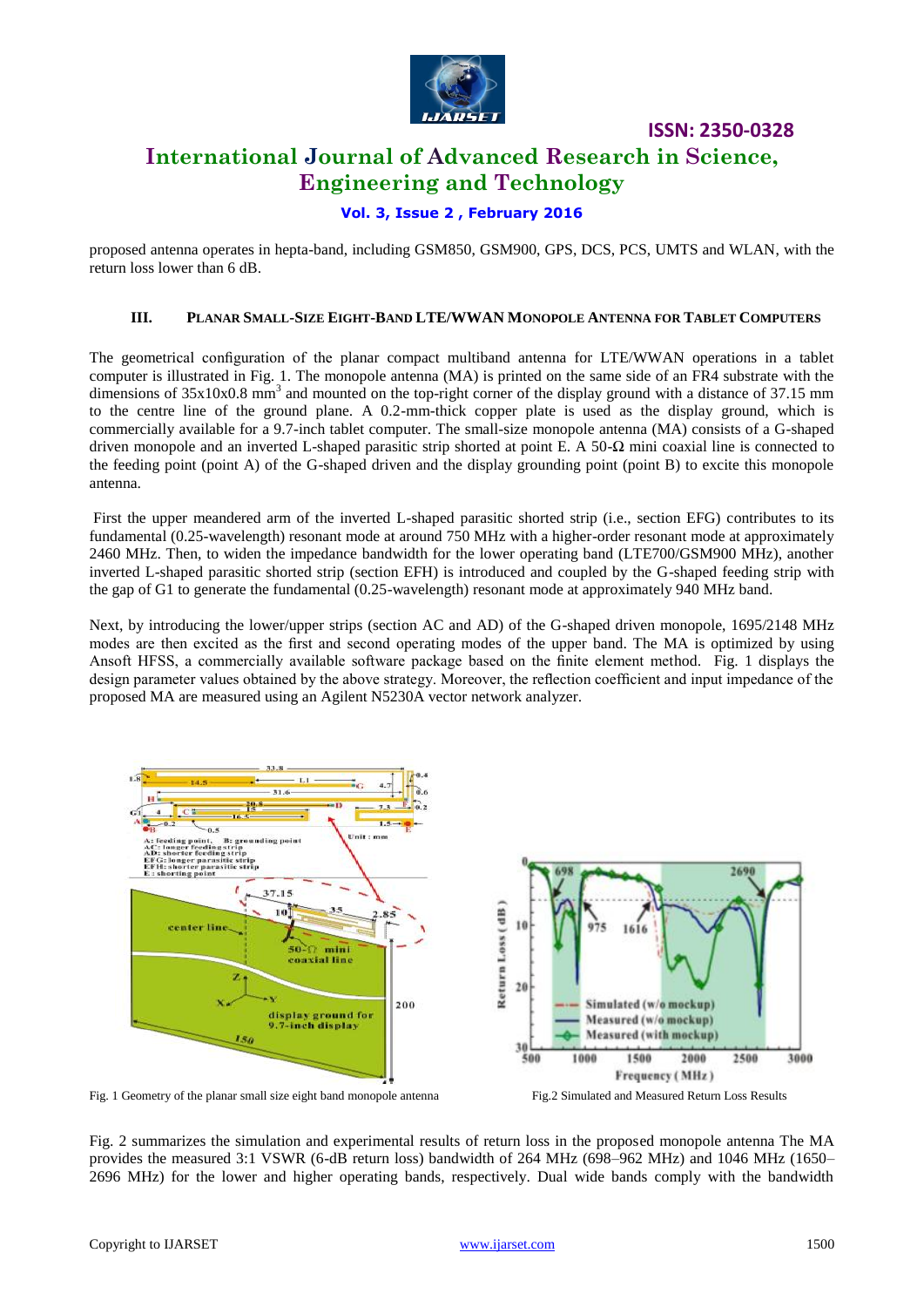proposed antenna operates in hepta-band, including GSM850, GSM900, GPS, DCS, PCS, UMTS and WLAN, with the return loss lower than 6 dB.

## III. Planar Small-Size Eight-Band LTE/WWAN Monopole Antenna for Tablet Computers

The geometrical configuration of the planar compact multiband antenna for LTE/WWAN operations in a tablet computer is illustrated in Fig. 1. The monopole antenna (MA) is printed on the same side of an FR4 substrate with the dimensions of 35x10x0.8 $mm^3$ and mounted on the top-right corner of the display ground with a distance of 37.15 mm to the centre line of the ground plane. A 0.2-mm-thick copper plate is used as the display ground, which is commercially available for a 9.7-inch tablet computer. The small-size monopole antenna (MA) consists of a G-shaped driven monopole and an inverted L-shaped parasitic strip shorted at point E. A 50-Ω mini coaxial line is connected to the feeding point (point A) of the G-shaped driven and the display grounding point (point B) to excite this monopole antenna.

First the upper meandered arm of the inverted L-shaped parasitic shorted strip (i.e., section EFG) contributes to its fundamental (0.25-wavelength) resonant mode at around 750 MHz with a higher-order resonant mode at approximately 2460 MHz. Then, to widen the impedance bandwidth for the lower operating band (LTE700/GSM900 MHz), another inverted L-shaped parasitic shorted strip (section EFH) is introduced and coupled by the G-shaped feeding strip with the gap of G1 to generate the fundamental (0.25-wavelength) resonant mode at approximately 940 MHz band.

Next, by introducing the lower/upper strips (section AC and AD) of the G-shaped driven monopole, 1695/2148 MHz modes are then excited as the first and second operating modes of the upper band. The MA is optimized by using Ansoft HFSS, a commercially available software package based on the finite element method. Fig. 1 displays the design parameter values obtained by the above strategy. Moreover, the reflection coefficient and input impedance of the proposed MA are measured using an Agilent N5230A vector network analyzer.

Fig. 1 Geometry of the planar small size eight band monopole antenna

Fig.2 Simulated and Measured Return Loss Results

Fig. 2 summarizes the simulation and experimental results of return loss in the proposed monopole antenna The MA provides the measured 3:1 VSWR (6-dB return loss) bandwidth of 264 MHz (698–962 MHz) and 1046 MHz (1650–2696 MHz) for the lower and higher operating bands, respectively. Dual wide bands comply with the bandwidth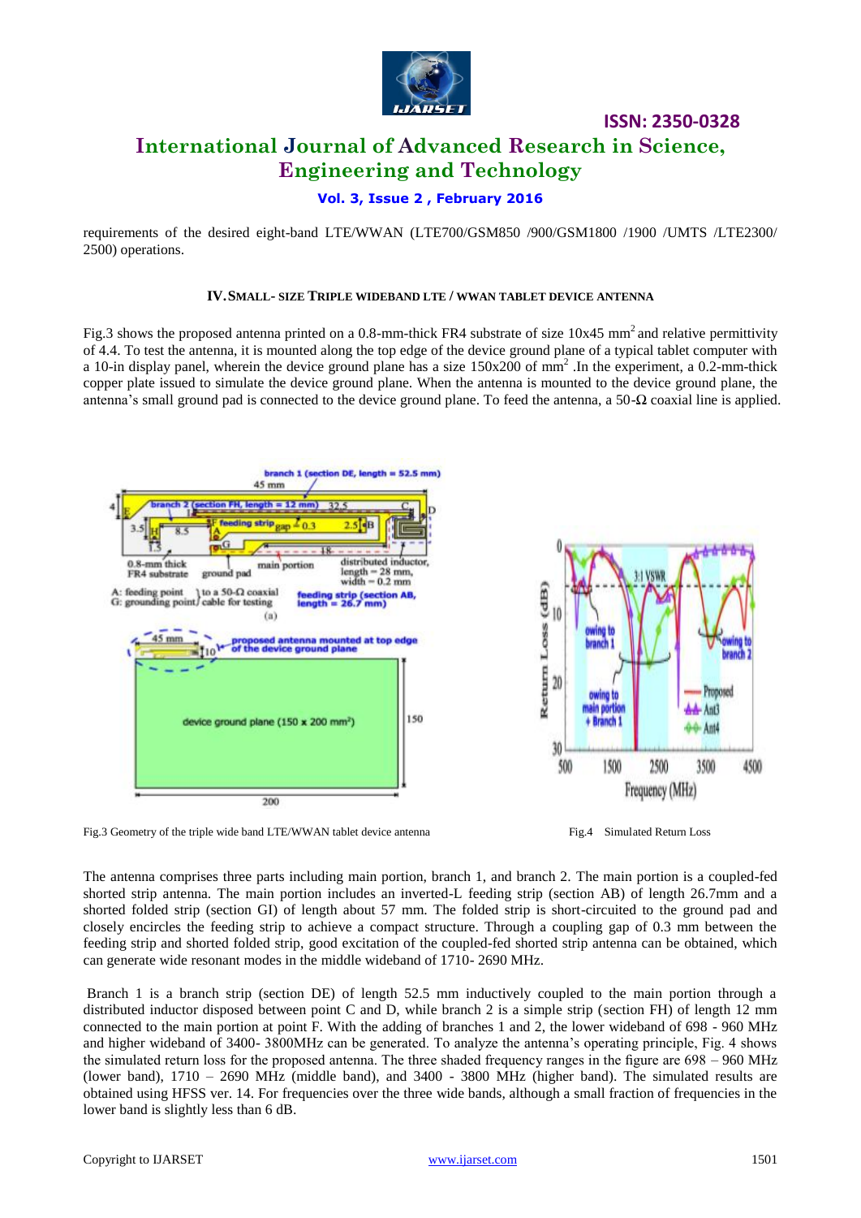requirements of the desired eight-band LTE/WWAN (LTE700/GSM850 /900/GSM1800 /1900 /UMTS /LTE2300/ 2500) operations.

### IV. SMALL- SIZE TRIPLE WIDEBAND LTE / WWAN TABLET DEVICE ANTENNA

Fig.3 shows the proposed antenna printed on a 0.8-mm-thick FR4 substrate of size 10x45 $mm^2$ and relative permittivity of 4.4. To test the antenna, it is mounted along the top edge of the device ground plane of a typical tablet computer with a 10-in display panel, wherein the device ground plane has a size 150x200 of $mm^2$ .In the experiment, a 0.2-mm-thick copper plate issued to simulate the device ground plane. When the antenna is mounted to the device ground plane, the antenna's small ground pad is connected to the device ground plane. To feed the antenna, a 50-Ω coaxial line is applied.

Fig.3 Geometry of the triple wide band LTE/WWAN tablet device antenna

Fig.4 Simulated Return Loss

The antenna comprises three parts including main portion, branch 1, and branch 2. The main portion is a coupled-fed shorted strip antenna. The main portion includes an inverted-L feeding strip (section AB) of length 26.7mm and a shorted folded strip (section GI) of length about 57 mm. The folded strip is short-circuited to the ground pad and closely encircles the feeding strip to achieve a compact structure. Through a coupling gap of 0.3 mm between the feeding strip and shorted folded strip, good excitation of the coupled-fed shorted strip antenna can be obtained, which can generate wide resonant modes in the middle wideband of 1710- 2690 MHz.

Branch 1 is a branch strip (section DE) of length 52.5 mm inductively coupled to the main portion through a distributed inductor disposed between point C and D, while branch 2 is a simple strip (section FH) of length 12 mm connected to the main portion at point F. With the adding of branches 1 and 2, the lower wideband of 698 - 960 MHz and higher wideband of 3400- 3800MHz can be generated. To analyze the antenna's operating principle, Fig. 4 shows the simulated return loss for the proposed antenna. The three shaded frequency ranges in the figure are 698 – 960 MHz (lower band), 1710 – 2690 MHz (middle band), and 3400 - 3800 MHz (higher band). The simulated results are obtained using HFSS ver. 14. For frequencies over the three wide bands, although a small fraction of frequencies in the lower band is slightly less than 6 dB.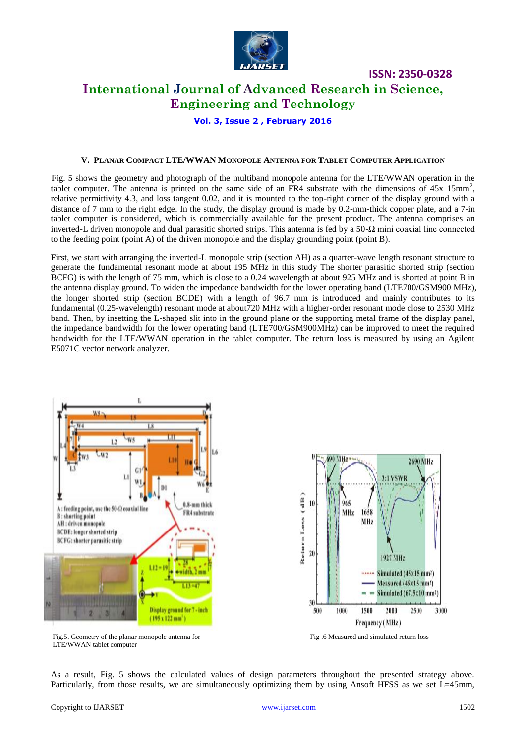### V. Planar Compact LTE/WWAN Monopole Antenna for Tablet Computer Application

Fig. 5 shows the geometry and photograph of the multiband monopole antenna for the LTE/WWAN operation in the tablet computer. The antenna is printed on the same side of an FR4 substrate with the dimensions of 45x 15mm$^2$, relative permittivity 4.3, and loss tangent 0.02, and it is mounted to the top-right corner of the display ground with a distance of 7 mm to the right edge. In the study, the display ground is made by 0.2-mm-thick copper plate, and a 7-in tablet computer is considered, which is commercially available for the present product. The antenna comprises an inverted-L driven monopole and dual parasitic shorted strips. This antenna is fed by a 50-Ω mini coaxial line connected to the feeding point (point A) of the driven monopole and the display grounding point (point B).

First, we start with arranging the inverted-L monopole strip (section AH) as a quarter-wave length resonant structure to generate the fundamental resonant mode at about 195 MHz in this study The shorter parasitic shorted strip (section BCFG) is with the length of 75 mm, which is close to a 0.24 wavelength at about 925 MHz and is shorted at point B in the antenna display ground. To widen the impedance bandwidth for the lower operating band (LTE700/GSM900 MHz), the longer shorted strip (section BCDE) with a length of 96.7 mm is introduced and mainly contributes to its fundamental (0.25-wavelength) resonant mode at about720 MHz with a higher-order resonant mode close to 2530 MHz band. Then, by insetting the L-shaped slit into in the ground plane or the supporting metal frame of the display panel, the impedance bandwidth for the lower operating band (LTE700/GSM900MHz) can be improved to meet the required bandwidth for the LTE/WWAN operation in the tablet computer. The return loss is measured by using an Agilent E5071C vector network analyzer.

Fig.5. Geometry of the planar monopole antenna for LTE/WWAN tablet computer

Fig .6 Measured and simulated return loss

As a result, Fig. 5 shows the calculated values of design parameters throughout the presented strategy above. Particularly, from those results, we are simultaneously optimizing them by using Ansoft HFSS as we set L=45mm,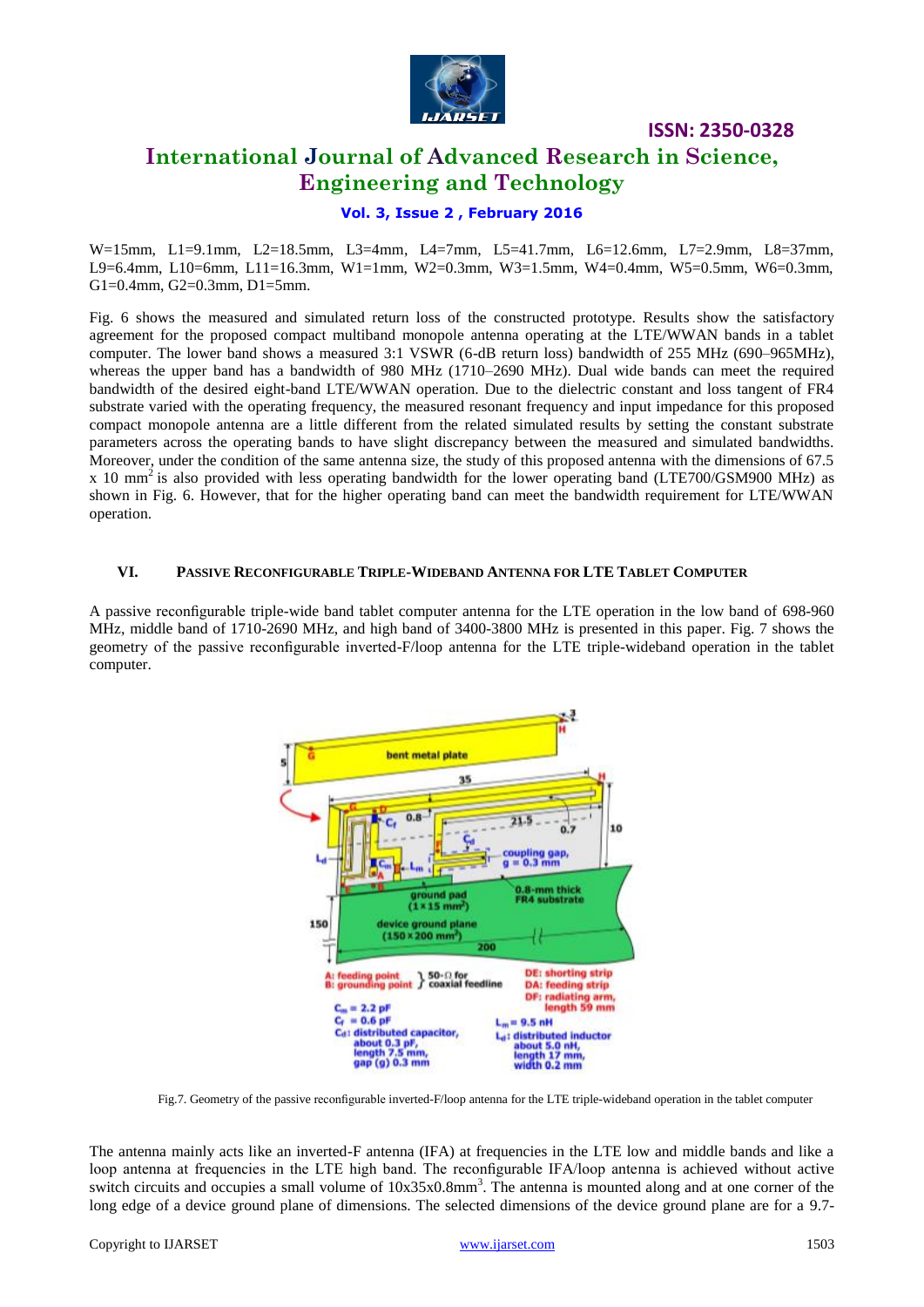W=15mm, L1=9.1mm, L2=18.5mm, L3=4mm, L4=7mm, L5=41.7mm, L6=12.6mm, L7=2.9mm, L8=37mm, L9=6.4mm, L10=6mm, L11=16.3mm, W1=1mm, W2=0.3mm, W3=1.5mm, W4=0.4mm, W5=0.5mm, W6=0.3mm, G1=0.4mm, G2=0.3mm, D1=5mm.

Fig. 6 shows the measured and simulated return loss of the constructed prototype. Results show the satisfactory agreement for the proposed compact multiband monopole antenna operating at the LTE/WWAN bands in a tablet computer. The lower band shows a measured 3:1 VSWR (6-dB return loss) bandwidth of 255 MHz (690–965MHz), whereas the upper band has a bandwidth of 980 MHz (1710–2690 MHz). Dual wide bands can meet the required bandwidth of the desired eight-band LTE/WWAN operation. Due to the dielectric constant and loss tangent of FR4 substrate varied with the operating frequency, the measured resonant frequency and input impedance for this proposed compact monopole antenna are a little different from the related simulated results by setting the constant substrate parameters across the operating bands to have slight discrepancy between the measured and simulated bandwidths. Moreover, under the condition of the same antenna size, the study of this proposed antenna with the dimensions of 67.5 x 10 $mm^2$ is also provided with less operating bandwidth for the lower operating band (LTE700/GSM900 MHz) as shown in Fig. 6. However, that for the higher operating band can meet the bandwidth requirement for LTE/WWAN operation.

## VI. PASSIVE RECONFIGURABLE TRIPLE-WIDEBAND ANTENNA FOR LTE TABLET COMPUTER

A passive reconfigurable triple-wide band tablet computer antenna for the LTE operation in the low band of 698-960 MHz, middle band of 1710-2690 MHz, and high band of 3400-3800 MHz is presented in this paper. Fig. 7 shows the geometry of the passive reconfigurable inverted-F/loop antenna for the LTE triple-wideband operation in the tablet computer.

Fig.7. Geometry of the passive reconfigurable inverted-F/loop antenna for the LTE triple-wideband operation in the tablet computer

The antenna mainly acts like an inverted-F antenna (IFA) at frequencies in the LTE low and middle bands and like a loop antenna at frequencies in the LTE high band. The reconfigurable IFA/loop antenna is achieved without active switch circuits and occupies a small volume of 10x35x0.8$mm^3$. The antenna is mounted along and at one corner of the long edge of a device ground plane of dimensions. The selected dimensions of the device ground plane are for a 9.7-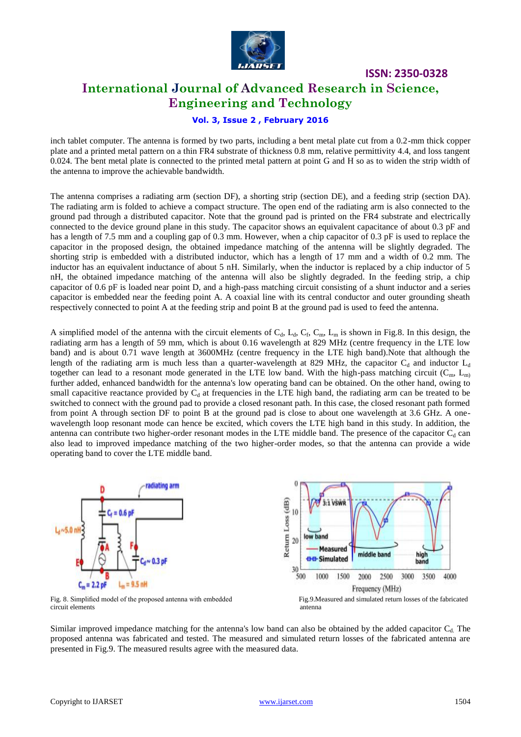inch tablet computer. The antenna is formed by two parts, including a bent metal plate cut from a 0.2-mm thick copper plate and a printed metal pattern on a thin FR4 substrate of thickness 0.8 mm, relative permittivity 4.4, and loss tangent 0.024. The bent metal plate is connected to the printed metal pattern at point G and H so as to widen the strip width of the antenna to improve the achievable bandwidth.

The antenna comprises a radiating arm (section DF), a shorting strip (section DE), and a feeding strip (section DA). The radiating arm is folded to achieve a compact structure. The open end of the radiating arm is also connected to the ground pad through a distributed capacitor. Note that the ground pad is printed on the FR4 substrate and electrically connected to the device ground plane in this study. The capacitor shows an equivalent capacitance of about 0.3 pF and has a length of 7.5 mm and a coupling gap of 0.3 mm. However, when a chip capacitor of 0.3 pF is used to replace the capacitor in the proposed design, the obtained impedance matching of the antenna will be slightly degraded. The shorting strip is embedded with a distributed inductor, which has a length of 17 mm and a width of 0.2 mm. The inductor has an equivalent inductance of about 5 nH. Similarly, when the inductor is replaced by a chip inductor of 5 nH, the obtained impedance matching of the antenna will also be slightly degraded. In the feeding strip, a chip capacitor of 0.6 pF is loaded near point D, and a high-pass matching circuit consisting of a shunt inductor and a series capacitor is embedded near the feeding point A. A coaxial line with its central conductor and outer grounding sheath respectively connected to point A at the feeding strip and point B at the ground pad is used to feed the antenna.

A simplified model of the antenna with the circuit elements of $C_d$, $L_d$, $C_f$, $C_m$, $L_m$ is shown in Fig.8. In this design, the radiating arm has a length of 59 mm, which is about 0.16 wavelength at 829 MHz (centre frequency in the LTE low band) and is about 0.71 wave length at 3600MHz (centre frequency in the LTE high band).Note that although the length of the radiating arm is much less than a quarter-wavelength at 829 MHz, the capacitor $C_d$ and inductor $L_d$ together can lead to a resonant mode generated in the LTE low band. With the high-pass matching circuit ($C_m$, $L_m$) further added, enhanced bandwidth for the antenna's low operating band can be obtained. On the other hand, owing to small capacitive reactance provided by $C_d$ at frequencies in the LTE high band, the radiating arm can be treated to be switched to connect with the ground pad to provide a closed resonant path. In this case, the closed resonant path formed from point A through section DF to point B at the ground pad is close to about one wavelength at 3.6 GHz. A one-wavelength loop resonant mode can hence be excited, which covers the LTE high band in this study. In addition, the antenna can contribute two higher-order resonant modes in the LTE middle band. The presence of the capacitor $C_d$ can also lead to improved impedance matching of the two higher-order modes, so that the antenna can provide a wide operating band to cover the LTE middle band.

Fig. 8. Simplified model of the proposed antenna with embedded circuit elements

Fig.9.Measured and simulated return losses of the fabricated antenna

Similar improved impedance matching for the antenna's low band can also be obtained by the added capacitor $C_d$. The proposed antenna was fabricated and tested. The measured and simulated return losses of the fabricated antenna are presented in Fig.9. The measured results agree with the measured data.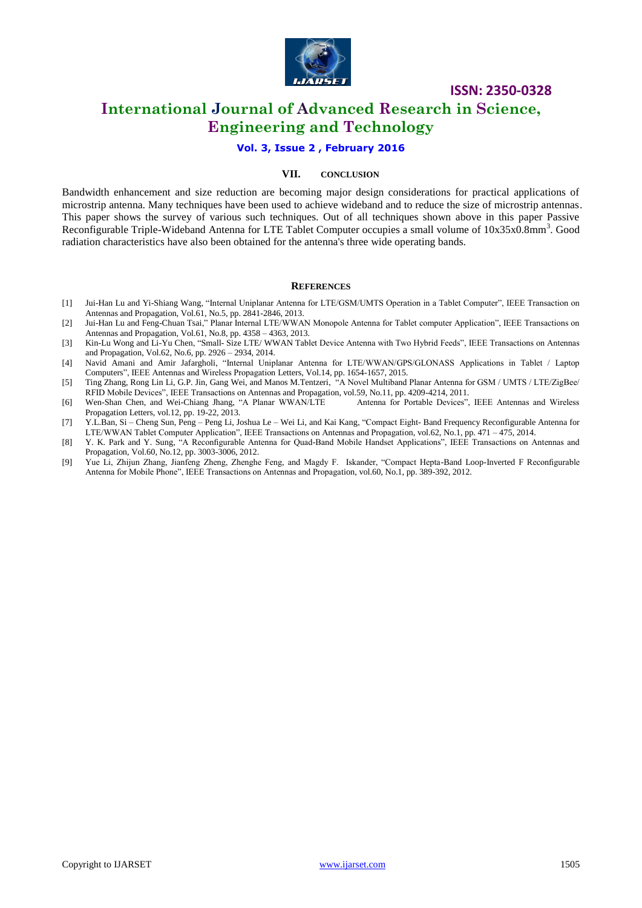## VII. CONCLUSION

Bandwidth enhancement and size reduction are becoming major design considerations for practical applications of microstrip antenna. Many techniques have been used to achieve wideband and to reduce the size of microstrip antennas. This paper shows the survey of various such techniques. Out of all techniques shown above in this paper Passive Reconfigurable Triple-Wideband Antenna for LTE Tablet Computer occupies a small volume of 10x35x0.8mm$^3$. Good radiation characteristics have also been obtained for the antenna's three wide operating bands.

## REFERENCES

[1] Jui-Han Lu and Yi-Shiang Wang, "Internal Uniplanar Antenna for LTE/GSM/UMTS Operation in a Tablet Computer", IEEE Transaction on Antennas and Propagation, Vol.61, No.5, pp. 2841-2846, 2013.

[2] Jui-Han Lu and Feng-Chuan Tsai," Planar Internal LTE/WWAN Monopole Antenna for Tablet computer Application", IEEE Transactions on Antennas and Propagation, Vol.61, No.8, pp. 4358 – 4363, 2013.

[3] Kin-Lu Wong and Li-Yu Chen, "Small- Size LTE/ WWAN Tablet Device Antenna with Two Hybrid Feeds", IEEE Transactions on Antennas and Propagation, Vol.62, No.6, pp. 2926 – 2934, 2014.

[4] Navid Amani and Amir Jafargholi, "Internal Uniplanar Antenna for LTE/WWAN/GPS/GLONASS Applications in Tablet / Laptop Computers", IEEE Antennas and Wireless Propagation Letters, Vol.14, pp. 1654-1657, 2015.

[5] Ting Zhang, Rong Lin Li, G.P. Jin, Gang Wei, and Manos M.Tentzeri, "A Novel Multiband Planar Antenna for GSM / UMTS / LTE/ZigBee/ RFID Mobile Devices", IEEE Transactions on Antennas and Propagation, vol.59, No.11, pp. 4209-4214, 2011.

[6] Wen-Shan Chen, and Wei-Chiang Jhang, "A Planar WWAN/LTE Antenna for Portable Devices", IEEE Antennas and Wireless Propagation Letters, vol.12, pp. 19-22, 2013.

[7] Y.L.Ban, Si – Cheng Sun, Peng – Peng Li, Joshua Le – Wei Li, and Kai Kang, "Compact Eight- Band Frequency Reconfigurable Antenna for LTE/WWAN Tablet Computer Application", IEEE Transactions on Antennas and Propagation, vol.62, No.1, pp. 471 – 475, 2014.

[8] Y. K. Park and Y. Sung, "A Reconfigurable Antenna for Quad-Band Mobile Handset Applications", IEEE Transactions on Antennas and Propagation, Vol.60, No.12, pp. 3003-3006, 2012.

[9] Yue Li, Zhijun Zhang, Jianfeng Zheng, Zhenghe Feng, and Magdy F. Iskander, "Compact Hepta-Band Loop-Inverted F Reconfigurable Antenna for Mobile Phone", IEEE Transactions on Antennas and Propagation, vol.60, No.1, pp. 389-392, 2012.